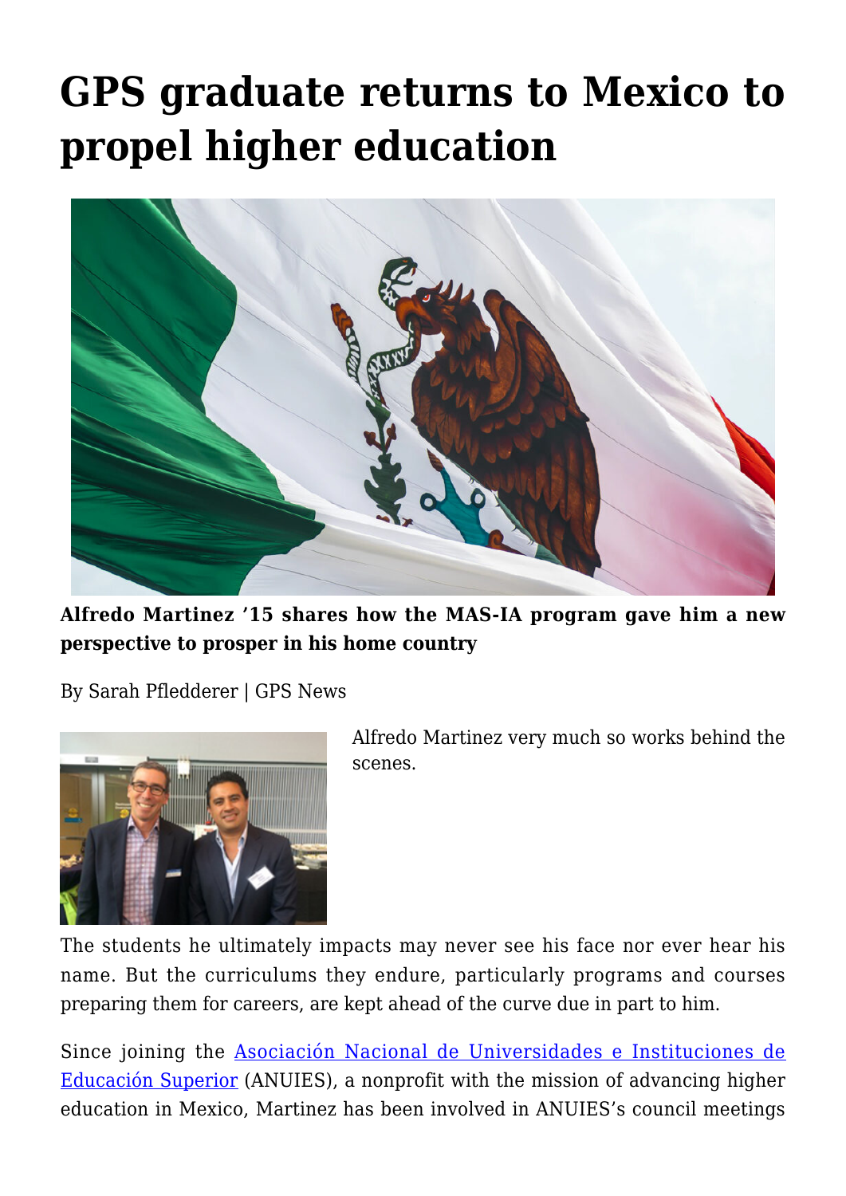# GPS graduate returns to Mexico to propel higher education

**Alfredo Martinez '15 shares how the MAS-IA program gave him a new perspective to prosper in his home country**

By Sarah Pfledderer | GPS News

Alfredo Martinez very much so works behind the scenes.

The students he ultimately impacts may never see his face nor ever hear his name. But the curriculums they endure, particularly programs and courses preparing them for careers, are kept ahead of the curve due in part to him.

Since joining the [Asociación Nacional de Universidades e Instituciones de Educación Superior](https://www.anuies.mx/) (ANUIES), a nonprofit with the mission of advancing higher education in Mexico, Martinez has been involved in ANUIES's council meetings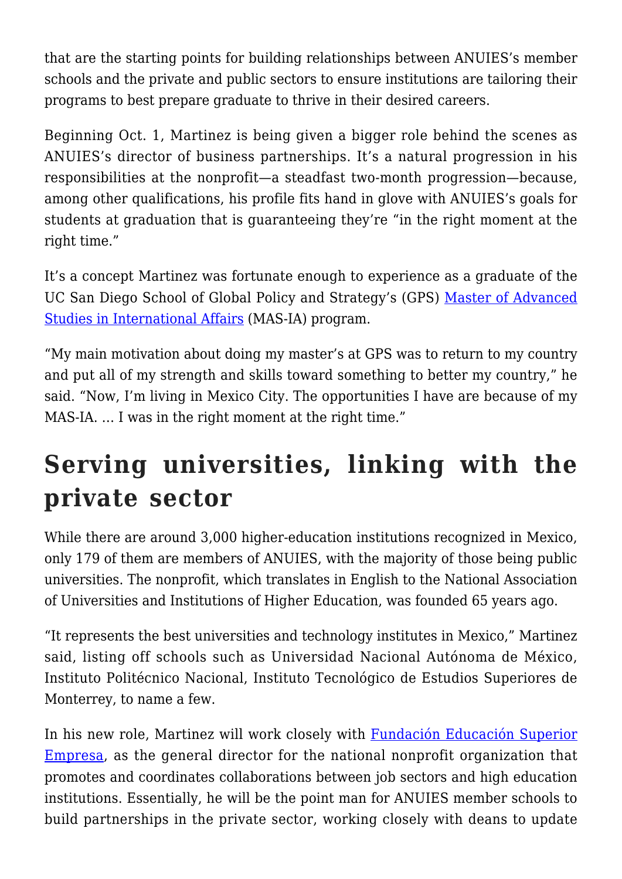that are the starting points for building relationships between ANUIES's member schools and the private and public sectors to ensure institutions are tailoring their programs to best prepare graduate to thrive in their desired careers.

Beginning Oct. 1, Martinez is being given a bigger role behind the scenes as ANUIES's director of business partnerships. It's a natural progression in his responsibilities at the nonprofit—a steadfast two-month progression—because, among other qualifications, his profile fits hand in glove with ANUIES's goals for students at graduation that is guaranteeing they're "in the right moment at the right time."

It's a concept Martinez was fortunate enough to experience as a graduate of the UC San Diego School of Global Policy and Strategy's (GPS) [Master of Advanced Studies in International Affairs] (MAS-IA) program.

"My main motivation about doing my master's at GPS was to return to my country and put all of my strength and skills toward something to better my country," he said. "Now, I'm living in Mexico City. The opportunities I have are because of my MAS-IA. … I was in the right moment at the right time."

## Serving universities, linking with the private sector

While there are around 3,000 higher-education institutions recognized in Mexico, only 179 of them are members of ANUIES, with the majority of those being public universities. The nonprofit, which translates in English to the National Association of Universities and Institutions of Higher Education, was founded 65 years ago.

"It represents the best universities and technology institutes in Mexico," Martinez said, listing off schools such as Universidad Nacional Autónoma de México, Instituto Politécnico Nacional, Instituto Tecnológico de Estudios Superiores de Monterrey, to name a few.

In his new role, Martinez will work closely with [Fundación Educación Superior Empresa], as the general director for the national nonprofit organization that promotes and coordinates collaborations between job sectors and high education institutions. Essentially, he will be the point man for ANUIES member schools to build partnerships in the private sector, working closely with deans to update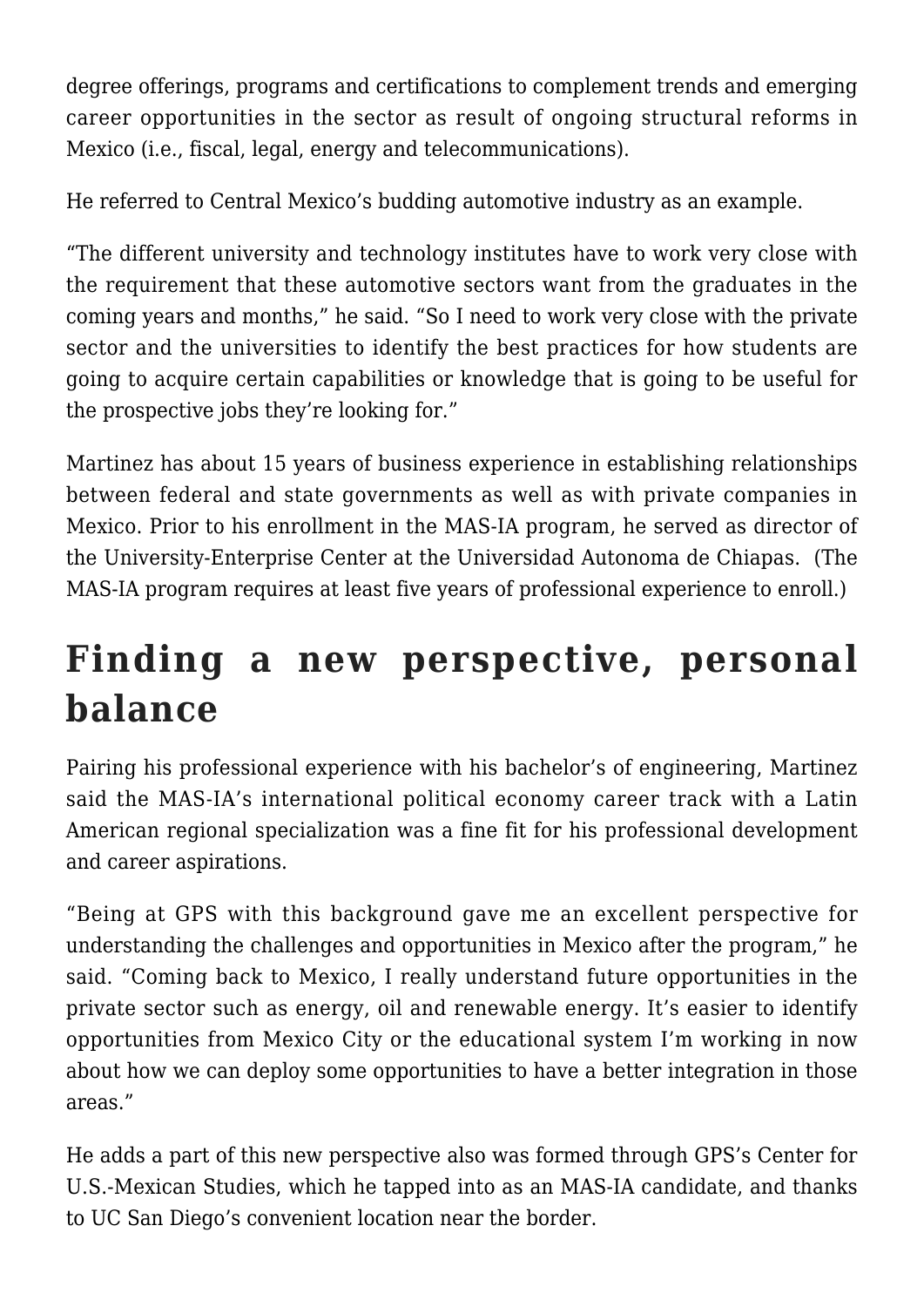degree offerings, programs and certifications to complement trends and emerging career opportunities in the sector as result of ongoing structural reforms in Mexico (i.e., fiscal, legal, energy and telecommunications).

He referred to Central Mexico's budding automotive industry as an example.

"The different university and technology institutes have to work very close with the requirement that these automotive sectors want from the graduates in the coming years and months," he said. "So I need to work very close with the private sector and the universities to identify the best practices for how students are going to acquire certain capabilities or knowledge that is going to be useful for the prospective jobs they're looking for."

Martinez has about 15 years of business experience in establishing relationships between federal and state governments as well as with private companies in Mexico. Prior to his enrollment in the MAS-IA program, he served as director of the University-Enterprise Center at the Universidad Autonoma de Chiapas. (The MAS-IA program requires at least five years of professional experience to enroll.)

## Finding a new perspective, personal balance

Pairing his professional experience with his bachelor's of engineering, Martinez said the MAS-IA's international political economy career track with a Latin American regional specialization was a fine fit for his professional development and career aspirations.

"Being at GPS with this background gave me an excellent perspective for understanding the challenges and opportunities in Mexico after the program," he said. "Coming back to Mexico, I really understand future opportunities in the private sector such as energy, oil and renewable energy. It's easier to identify opportunities from Mexico City or the educational system I'm working in now about how we can deploy some opportunities to have a better integration in those areas."

He adds a part of this new perspective also was formed through GPS's Center for U.S.-Mexican Studies, which he tapped into as an MAS-IA candidate, and thanks to UC San Diego's convenient location near the border.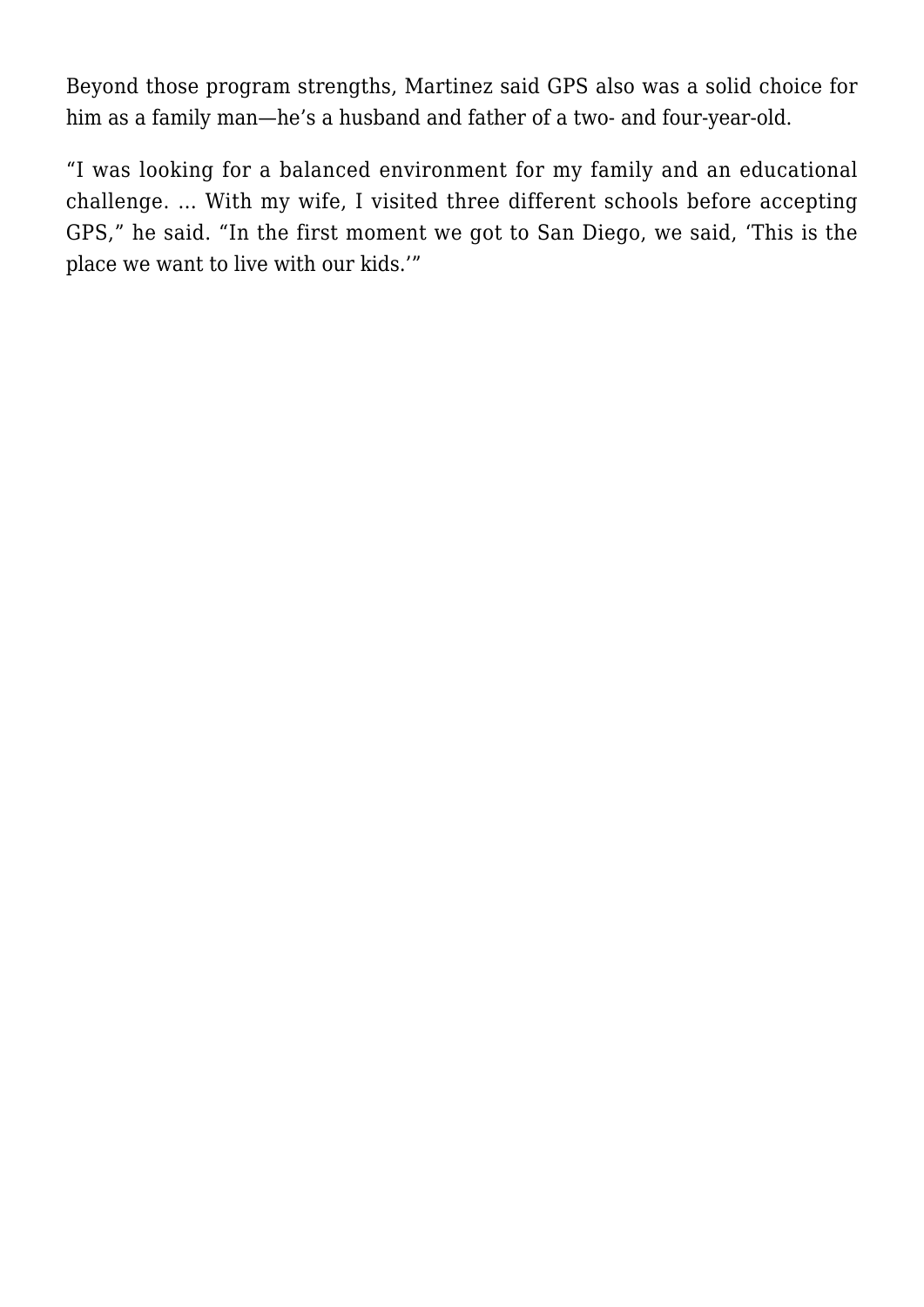Beyond those program strengths, Martinez said GPS also was a solid choice for him as a family man—he's a husband and father of a two- and four-year-old.

"I was looking for a balanced environment for my family and an educational challenge. … With my wife, I visited three different schools before accepting GPS," he said. "In the first moment we got to San Diego, we said, 'This is the place we want to live with our kids.'"